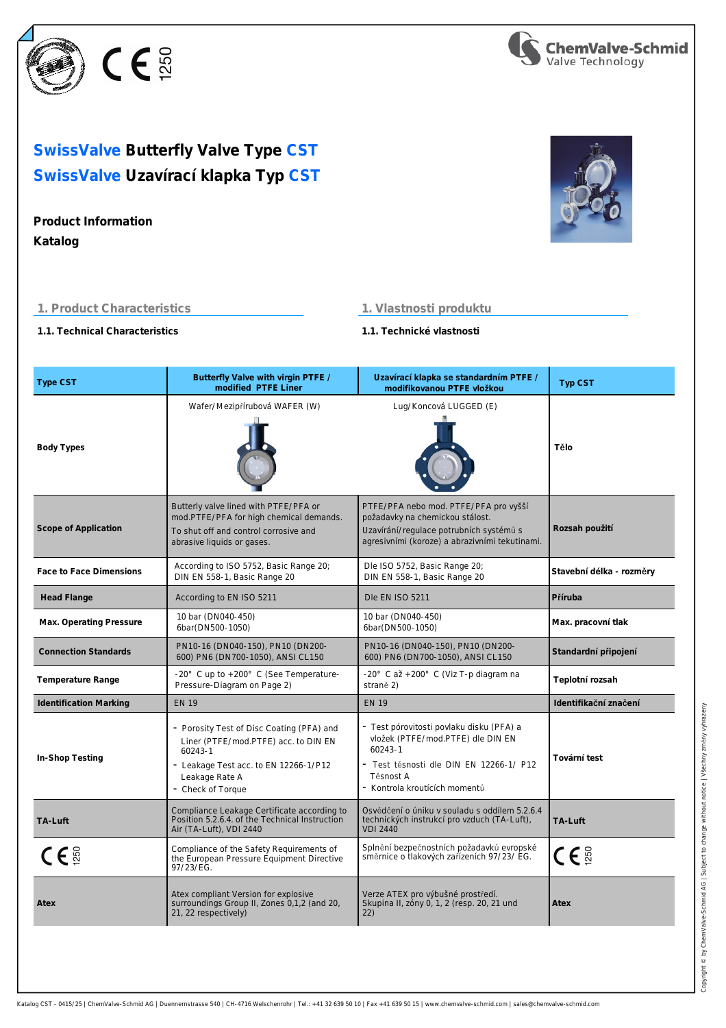# SwissValve Butterfly Valve Type CST
# SwissValve Uzavírací klapka Typ CST

**Product Information**

**Katalog**

## 1. Product Characteristics

## 1. Vlastnosti produktu

### 1.1. Technical Characteristics

### 1.1. Technické vlastnosti

| Type CST | Butterfly Valve with virgin PTFE / modified PTFE Liner | Uzavírací klapka se standardním PTFE / modifikovanou PTFE vložkou | Typ CST |
|---|---|---|---|
| Body Types | Wafer/Mezipřírubová WAFER (W) | Lug/Koncová LUGGED (E) | Tělo |
| Scope of Application | Butterly valve lined with PTFE/PFA or mod.PTFE/PFA for high chemical demands. To shut off and control corrosive and abrasive liquids or gases. | PTFE/PFA nebo mod. PTFE/PFA pro vyšší požadavky na chemickou stálost. Uzavírání/regulace potrubních systémů s agresivními (koroze) a abrazivními tekutinami. | Rozsah použití |
| Face to Face Dimensions | According to ISO 5752, Basic Range 20; DIN EN 558-1, Basic Range 20 | Dle ISO 5752, Basic Range 20; DIN EN 558-1, Basic Range 20 | Stavební délka - rozměry |
| Head Flange | According to EN ISO 5211 | Dle EN ISO 5211 | Příruba |
| Max. Operating Pressure | 10 bar (DN040-450) 6bar(DN500-1050) | 10 bar (DN040-450) 6bar(DN500-1050) | Max. pracovní tlak |
| Connection Standards | PN10-16 (DN040-150), PN10 (DN200-600) PN6 (DN700-1050), ANSI CL150 | PN10-16 (DN040-150), PN10 (DN200-600) PN6 (DN700-1050), ANSI CL150 | Standardní připojení |
| Temperature Range | -20° C up to +200° C (See Temperature-Pressure-Diagram on Page 2) | -20° C až +200° C (Viz T-p diagram na straně 2) | Teplotní rozsah |
| Identification Marking | EN 19 | EN 19 | Identifikační značení |
| In-Shop Testing | - Porosity Test of Disc Coating (PFA) and Liner (PTFE/mod.PTFE) acc. to DIN EN 60243-1<br>- Leakage Test acc. to EN 12266-1/P12 Leakage Rate A<br>- Check of Torque | - Test pórovitosti povlaku disku (PFA) a vložek (PTFE/mod.PTFE) dle DIN EN 60243-1<br>- Test těsnosti dle DIN EN 12266-1/ P12 Těsnost A<br>- Kontrola kroutících momentů | Tovární test |
| TA-Luft | Compliance Leakage Certificate according to Position 5.2.6.4. of the Technical Instruction Air (TA-Luft), VDI 2440 | Osvědčení o úniku v souladu s oddílem 5.2.6.4 technických instrukcí pro vzduch (TA-Luft), VDI 2440 | TA-Luft |
| CE 1250 | Compliance of the Safety Requirements of the European Pressure Equipment Directive 97/23/EG. | Splnění bezpečnostních požadavků evropské směrnice o tlakových zařízeních 97/23/ EG. | CE 1250 |
| Atex | Atex compliant Version for explosive surroundings Group II, Zones 0,1,2 (and 20, 21, 22 respectively) | Verze ATEX pro výbušné prostředí. Skupina II, zóny 0, 1, 2 (resp. 20, 21 und 22) | Atex |

Katalog CST - 0415/25 | ChemValve-Schmid AG | Duennernstrasse 540 | CH-4716 Welschenrohr | Tel.: +41 32 639 50 10 | Fax +41 639 50 15 | www.chemvalve-schmid.com | sales@chemvalve-schmid.com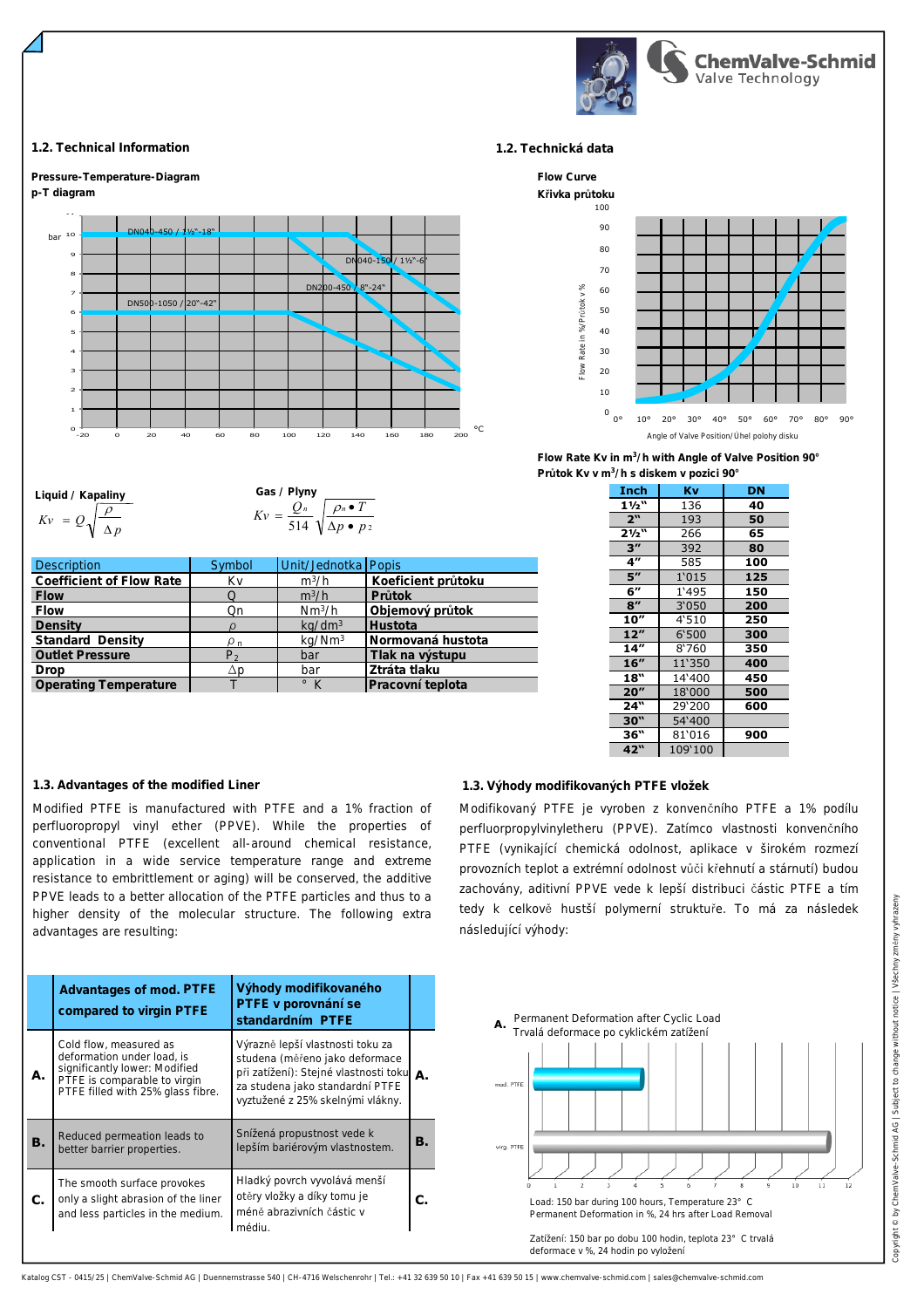## 1.2. Technical Information

## 1.2. Technická data

**Pressure-Temperature-Diagram**
**p-T diagram**

DN040-450 / 1½"-18"

DN040-150 / 1½"-6"

DN200-450 / 8"-24"

DN500-1050 / 20"-42"

**Flow Curve**
**Křivka průtoku**

Flow Rate in %/Průtok v %

Angle of Valve Position/Úhel polohy disku

**Liquid / Kapaliny**

$$Kv = Q\sqrt{\frac{\rho}{\Delta p}}$$

**Gas / Plyny**

$$Kv = \frac{Q_n}{514}\sqrt{\frac{\rho_n \bullet T}{\Delta p \bullet p_2}}$$

| Description | Symbol | Unit/Jednotka | Popis |
|---|---|---|---|
| **Coefficient of Flow Rate** | Kv | $m^3/h$ | **Koeficient průtoku** |
| **Flow** | Q | $m^3/h$ | **Průtok** |
| **Flow** | Qn | $Nm^3/h$ | **Objemový průtok** |
| **Density** | $\rho$ | $kg/dm^3$ | **Hustota** |
| **Standard Density** | $\rho_n$ | $kg/Nm^3$ | **Normovaná hustota** |
| **Outlet Pressure** | $P_2$ | bar | **Tlak na výstupu** |
| **Drop** | $\Delta p$ | bar | **Ztráta tlaku** |
| **Operating Temperature** | T | ° K | **Pracovní teplota** |

**Flow Rate Kv in $m^3$/h with Angle of Valve Position 90°**
**Průtok Kv v $m^3$/h s diskem v pozici 90°**

| Inch | Kv | DN |
|---|---|---|
| **1½"** | 136 | **40** |
| **2"** | 193 | **50** |
| **2½"** | 266 | **65** |
| **3"** | 392 | **80** |
| **4"** | 585 | **100** |
| **5"** | 1'015 | **125** |
| **6"** | 1'495 | **150** |
| **8"** | 3'050 | **200** |
| **10"** | 4'510 | **250** |
| **12"** | 6'500 | **300** |
| **14"** | 8'760 | **350** |
| **16"** | 11'350 | **400** |
| **18"** | 14'400 | **450** |
| **20"** | 18'000 | **500** |
| **24"** | 29'200 | **600** |
| **30"** | 54'400 | |
| **36"** | 81'016 | **900** |
| **42"** | 109'100 | |

## 1.3. Advantages of the modified Liner

Modified PTFE is manufactured with PTFE and a 1% fraction of perfluoropropyl vinyl ether (PPVE). While the properties of conventional PTFE (excellent all-around chemical resistance, application in a wide service temperature range and extreme resistance to embrittlement or aging) will be conserved, the additive PPVE leads to a better allocation of the PTFE particles and thus to a higher density of the molecular structure. The following extra advantages are resulting:

## 1.3. Výhody modifikovaných PTFE vložek

Modifikovaný PTFE je vyroben z konvenčního PTFE a 1% podílu perfluorpropylvinyletheru (PPVE). Zatímco vlastnosti konvenčního PTFE (vynikající chemická odolnost, aplikace v širokém rozmezí provozních teplot a extrémní odolnost vůči křehnutí a stárnutí) budou zachovány, aditivní PPVE vede k lepší distribuci částic PTFE a tím tedy k celkově hustší polymerní struktuře. To má za následek následující výhody:

| | Advantages of mod. PTFE compared to virgin PTFE | Výhody modifikovaného PTFE v porovnání se standardním PTFE | |
|---|---|---|---|
| **A.** | Cold flow, measured as deformation under load, is significantly lower: Modified PTFE is comparable to virgin PTFE filled with 25% glass fibre. | Výrazně lepší vlastnosti toku za studena (měřeno jako deformace při zatížení): Stejné vlastnosti toku za studena jako standardní PTFE vyztužené z 25% skelnými vlákny. | **A.** |
| **B.** | Reduced permeation leads to better barrier properties. | Snížená propustnost vede k lepším bariérovým vlastnostem. | **B.** |
| **C.** | The smooth surface provokes only a slight abrasion of the liner and less particles in the medium. | Hladký povrch vyvolává menší otěry vložky a díky tomu je méně abrazivních částic v médiu. | **C.** |

**A.** Permanent Deformation after Cyclic Load
Trvalá deformace po cyklickém zatížení

mod. PTFE

virg. PTFE

Load: 150 bar during 100 hours, Temperature 23° C
Permanent Deformation in %, 24 hrs after Load Removal

Zatížení: 150 bar po dobu 100 hodin, teplota 23° C trvalá deformace v %, 24 hodin po vyložení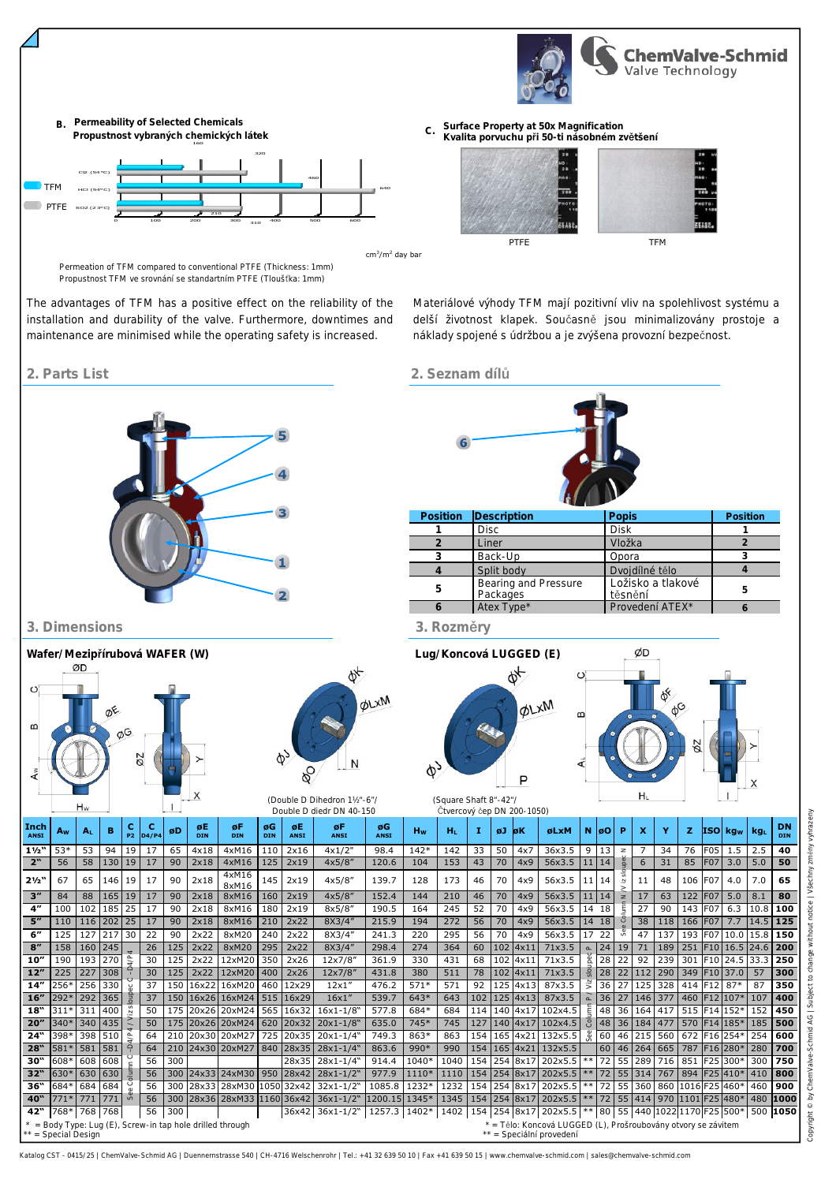**B. Permeability of Selected Chemicals**
**Propustnost vybraných chemických látek**

cm³/m² day bar

Permeation of TFM compared to conventional PTFE (Thickness: 1mm)
Propustnost TFM ve srovnání se standartním PTFE (Tloušťka: 1mm)

**C. Surface Property at 50x Magnification**
**Kvalita porvuchu při 50-ti násobném zvětšení**

PTFE TFM

The advantages of TFM has a positive effect on the reliability of the installation and durability of the valve. Furthermore, downtimes and maintenance are minimised while the operating safety is increased.

Materiálové výhody TFM mají pozitivní vliv na spolehlivost systému a delší životnost klapek. Současně jsou minimalizovány prostoje a náklady spojené s údržbou a je zvýšena provozní bezpečnost.

## 2. Parts List

## 2. Seznam dílů

| Position | Description | Popis | Position |
|---|---|---|---|
| 1 | Disc | Disk | 1 |
| 2 | Liner | Vložka | 2 |
| 3 | Back-Up | Opora | 3 |
| 4 | Split body | Dvojdílné tělo | 4 |
| 5 | Bearing and Pressure Packages | Ložisko a tlakové těsnění | 5 |
| 6 | Atex Type* | Provedení ATEX* | 6 |

## 3. Dimensions

## 3. Rozměry

**Wafer/Mezipřírubová WAFER (W)**

**Lug/Koncová LUGGED (E)**

(Double D Dihedron 1½"-6"/ Double D diedr DN 40-150)

(Square Shaft 8"-42"/ Čtvercový čep DN 200-1050)

| Inch ANSI | $A_W$ | $A_L$ | B | C P2 | C D4/P4 | øD | øE DIN | øF DIN | øG DIN | øE ANSI | øF ANSI | øG ANSI | $H_W$ | $H_L$ | I | øJ | øK | øLxM | N | øO | P | X | Y | Z | ISO | $kg_W$ | $kg_L$ | DN DIN |
|---|---|---|---|---|---|---|---|---|---|---|---|---|---|---|---|---|---|---|---|---|---|---|---|---|---|---|---|---|
| 1½" | 53* | 53 | 94 | 19 | 17 | 65 | 4x18 | 4xM16 | 110 | 2x16 | 4x1/2" | 98.4 | 142* | 142 | 33 | 50 | 4x7 | 36x3.5 | 9 | 13 | See Column N / Viz sloupec N | 7 | 34 | 76 | F05 | 1.5 | 2.5 | 40 |
| 2" | 56 | 58 | 130 | 19 | 17 | 90 | 2x18 | 4xM16 | 125 | 2x19 | 4x5/8" | 120.6 | 104 | 153 | 43 | 70 | 4x9 | 56x3.5 | 11 | 14 | | 6 | 31 | 85 | F07 | 3.0 | 5.0 | 50 |
| 2½" | 67 | 65 | 146 | 19 | 17 | 90 | 2x18 | 4xM16 8xM16 | 145 | 2x19 | 4x5/8" | 139.7 | 128 | 173 | 46 | 70 | 4x9 | 56x3.5 | 11 | 14 | | 11 | 48 | 106 | F07 | 4.0 | 7.0 | 65 |
| 3" | 84 | 88 | 165 | 19 | 17 | 90 | 2x18 | 8xM16 | 160 | 2x19 | 4x5/8" | 152.4 | 144 | 210 | 46 | 70 | 4x9 | 56x3.5 | 11 | 14 | | 17 | 63 | 122 | F07 | 5.0 | 8.1 | 80 |
| 4" | 100 | 102 | 185 | 25 | 17 | 90 | 2x18 | 8xM16 | 180 | 2x19 | 8x5/8" | 190.5 | 164 | 245 | 52 | 70 | 4x9 | 56x3.5 | 14 | 18 | | 27 | 90 | 143 | F07 | 6.3 | 10.8 | 100 |
| 5" | 110 | 116 | 202 | 25 | 17 | 90 | 2x18 | 8xM16 | 210 | 2x22 | 8X3/4" | 215.9 | 194 | 272 | 56 | 70 | 4x9 | 56x3.5 | 14 | 18 | | 38 | 118 | 166 | F07 | 7.7 | 14.5 | 125 |
| 6" | 125 | 127 | 217 | 30 | 22 | 90 | 2x22 | 8xM20 | 240 | 2x22 | 8X3/4" | 241.3 | 220 | 295 | 56 | 70 | 4x9 | 56x3.5 | 17 | 22 | | 47 | 137 | 193 | F07 | 10.0 | 15.8 | 150 |
| 8" | 158 | 160 | 245 | See Column C - D4/P4 / Viz sloupec C - D4/P4 | 26 | 125 | 2x22 | 8xM20 | 295 | 2x22 | 8X3/4" | 298.4 | 274 | 364 | 60 | 102 | 4x11 | 71x3.5 | See Column P / Viz sloupec P | 24 | 19 | 71 | 189 | 251 | F10 | 16.5 | 24.6 | 200 |
| 10" | 190 | 193 | 270 | | 30 | 125 | 2x22 | 12xM20 | 350 | 2x26 | 12x7/8" | 361.9 | 330 | 431 | 68 | 102 | 4x11 | 71x3.5 | | 28 | 22 | 92 | 239 | 301 | F10 | 24.5 | 33.3 | 250 |
| 12" | 225 | 227 | 308 | | 30 | 125 | 2x22 | 12xM20 | 400 | 2x26 | 12x7/8" | 431.8 | 380 | 511 | 78 | 102 | 4x11 | 71x3.5 | | 28 | 22 | 112 | 290 | 349 | F10 | 37.0 | 57 | 300 |
| 14" | 256* | 256 | 330 | | 37 | 150 | 16x22 | 16xM20 | 460 | 12x29 | 12x1" | 476.2 | 571* | 571 | 92 | 125 | 4x13 | 87x3.5 | | 36 | 27 | 125 | 328 | 414 | F12 | 87* | 87 | 350 |
| 16" | 292* | 292 | 365 | | 37 | 150 | 16x26 | 16xM24 | 515 | 16x29 | 16x1" | 539.7 | 643* | 643 | 102 | 125 | 4x13 | 87x3.5 | | 36 | 27 | 146 | 377 | 460 | F12 | 107* | 107 | 400 |
| 18" | 311* | 311 | 400 | | 50 | 175 | 20x26 | 20xM24 | 565 | 16x32 | 16x1-1/8" | 577.8 | 684* | 684 | 114 | 140 | 4x17 | 102x4.5 | | 48 | 36 | 164 | 417 | 515 | F14 | 152* | 152 | 450 |
| 20" | 340* | 340 | 435 | | 50 | 175 | 20x26 | 20xM24 | 620 | 20x32 | 20x1-1/8" | 635.0 | 745* | 745 | 127 | 140 | 4x17 | 102x4.5 | | 48 | 36 | 184 | 477 | 570 | F14 | 185* | 185 | 500 |
| 24" | 398* | 398 | 510 | | 64 | 210 | 20x30 | 20xM27 | 725 | 20x35 | 20x1-1/4" | 749.3 | 863* | 863 | 154 | 165 | 4x21 | 132x5.5 | | 60 | 46 | 215 | 560 | 672 | F16 | 254* | 254 | 600 |
| 28" | 581* | 581 | 581 | | 64 | 210 | 24x30 | 20xM27 | 840 | 28x35 | 28x1-1/4" | 863.6 | 990* | 990 | 154 | 165 | 4x21 | 132x5.5 | | 60 | 46 | 264 | 665 | 787 | F16 | 280* | 280 | 700 |
| 30" | 608* | 608 | 608 | | 56 | 300 | | | | 28x35 | 28x1-1/4" | 914.4 | 1040* | 1040 | 154 | 254 | 8x17 | 202x5.5 | ** | 72 | 55 | 289 | 716 | 851 | F25 | 300* | 300 | 750 |
| 32" | 630* | 630 | 630 | | 56 | 300 | 24x33 | 24xM30 | 950 | 28x42 | 28x1-1/2" | 977.9 | 1110* | 1110 | 154 | 254 | 8x17 | 202x5.5 | ** | 72 | 55 | 314 | 767 | 894 | F25 | 410* | 410 | 800 |
| 36" | 684* | 684 | 684 | | 56 | 300 | 28x33 | 28xM30 | 1050 | 32x42 | 32x1-1/2" | 1085.8 | 1232* | 1232 | 154 | 254 | 8x17 | 202x5.5 | ** | 72 | 55 | 360 | 860 | 1016 | F25 | 460* | 460 | 900 |
| 40" | 771* | 771 | 771 | | 56 | 300 | 28x36 | 28xM33 | 1160 | 36x42 | 36x1-1/2" | 1200.15 | 1345* | 1345 | 154 | 254 | 8x17 | 202x5.5 | ** | 72 | 55 | 414 | 970 | 1101 | F25 | 480* | 480 | 1000 |
| 42" | 768* | 768 | 768 | | 56 | 300 | | | | 36x42 | 36x1-1/2" | 1257.3 | 1402* | 1402 | 154 | 254 | 8x17 | 202x5.5 | ** | 80 | 55 | 440 | 1022 | 1170 | F25 | 500* | 500 | 1050 |

\* = Body Type: Lug (E), Screw-in tap hole drilled through
** = Special Design

\* = Tělo: Koncová LUGGED (L), Prošroubovány otvory se závitem
** = Speciální provedení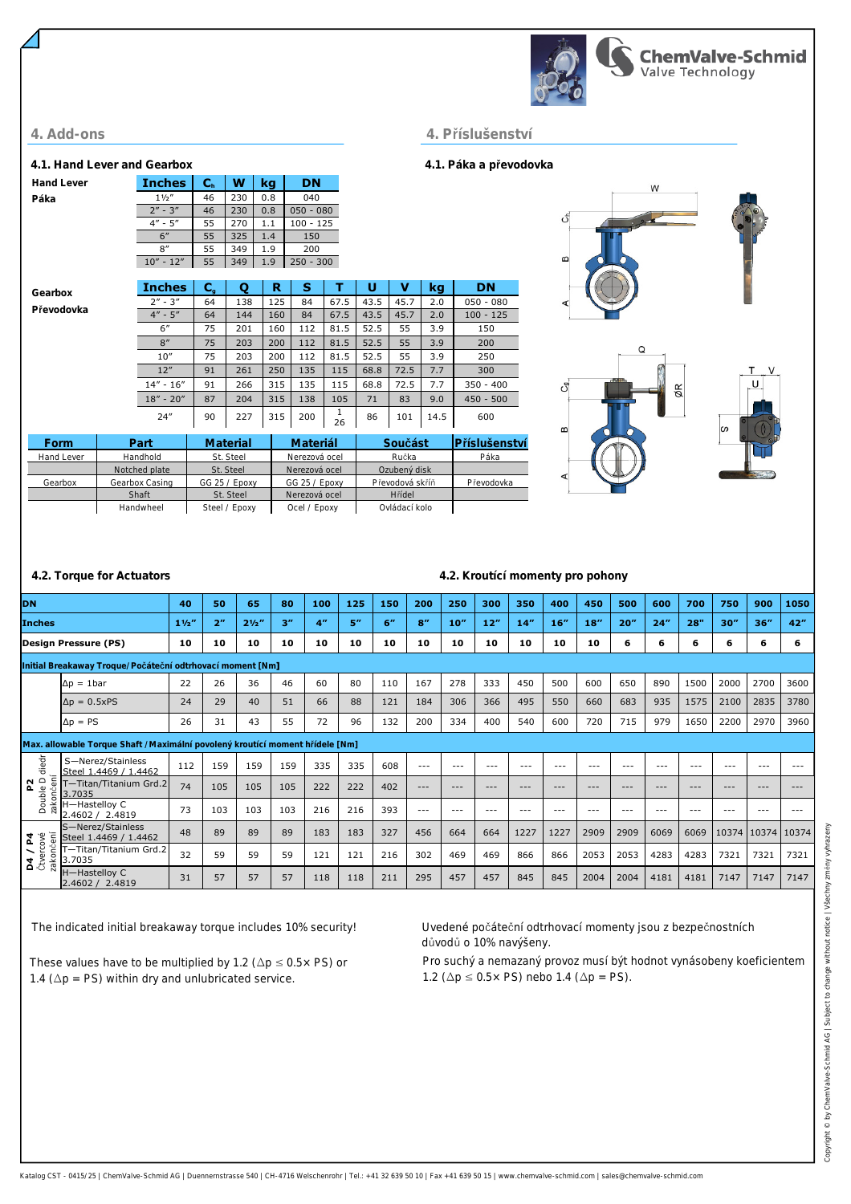## 4. Add-ons

## 4. Příslušenství

### 4.1. Hand Lever and Gearbox

### 4.1. Páka a převodovka

**Hand Lever**
**Páka**

| Inches | $C_h$ | W | kg | DN |
|---|---|---|---|---|
| 1½" | 46 | 230 | 0.8 | 040 |
| 2" - 3" | 46 | 230 | 0.8 | 050 - 080 |
| 4" - 5" | 55 | 270 | 1.1 | 100 - 125 |
| 6" | 55 | 325 | 1.4 | 150 |
| 8" | 55 | 349 | 1.9 | 200 |
| 10" - 12" | 55 | 349 | 1.9 | 250 - 300 |

**Gearbox**
**Převodovka**

| Inches | $C_g$ | Q | R | S | T | U | V | kg | DN |
|---|---|---|---|---|---|---|---|---|---|
| 2" - 3" | 64 | 138 | 125 | 84 | 67.5 | 43.5 | 45.7 | 2.0 | 050 - 080 |
| 4" - 5" | 64 | 144 | 160 | 84 | 67.5 | 43.5 | 45.7 | 2.0 | 100 - 125 |
| 6" | 75 | 201 | 160 | 112 | 81.5 | 52.5 | 55 | 3.9 | 150 |
| 8" | 75 | 203 | 200 | 112 | 81.5 | 52.5 | 55 | 3.9 | 200 |
| 10" | 75 | 203 | 200 | 112 | 81.5 | 52.5 | 55 | 3.9 | 250 |
| 12" | 91 | 261 | 250 | 135 | 115 | 68.8 | 72.5 | 7.7 | 300 |
| 14" - 16" | 91 | 266 | 315 | 135 | 115 | 68.8 | 72.5 | 7.7 | 350 - 400 |
| 18" - 20" | 87 | 204 | 315 | 138 | 105 | 71 | 83 | 9.0 | 450 - 500 |
| 24" | 90 | 227 | 315 | 200 | 1 26 | 86 | 101 | 14.5 | 600 |

| Form | Part | Material | Materiál | Součást | Příslušenství |
|---|---|---|---|---|---|
| Hand Lever | Handhold | St. Steel | Nerezová ocel | Ručka | Páka |
| | Notched plate | St. Steel | Nerezová ocel | Ozubený disk | |
| Gearbox | Gearbox Casing | GG 25 / Epoxy | GG 25 / Epoxy | Převodová skříň | Převodovka |
| | Shaft | St. Steel | Nerezová ocel | Hřídel | |
| | Handwheel | Steel / Epoxy | Ocel / Epoxy | Ovládací kolo | |

### 4.2. Torque for Actuators

### 4.2. Kroutící momenty pro pohony

| DN | | 40 | 50 | 65 | 80 | 100 | 125 | 150 | 200 | 250 | 300 | 350 | 400 | 450 | 500 | 600 | 700 | 750 | 900 | 1050 |
|---|---|---|---|---|---|---|---|---|---|---|---|---|---|---|---|---|---|---|---|---|
| Inches | | 1½" | 2" | 2½" | 3" | 4" | 5" | 6" | 8" | 10" | 12" | 14" | 16" | 18" | 20" | 24" | 28" | 30" | 36" | 42" |
| Design Pressure (PS) | | 10 | 10 | 10 | 10 | 10 | 10 | 10 | 10 | 10 | 10 | 10 | 10 | 10 | 6 | 6 | 6 | 6 | 6 | 6 |
| **Initial Breakaway Troque/ Počáteční odtrhovací moment [Nm]** | | | | | | | | | | | | | | | | | | | | |
| | Δp = 1bar | 22 | 26 | 36 | 46 | 60 | 80 | 110 | 167 | 278 | 333 | 450 | 500 | 600 | 650 | 890 | 1500 | 2000 | 2700 | 3600 |
| | Δp = 0.5xPS | 24 | 29 | 40 | 51 | 66 | 88 | 121 | 184 | 306 | 366 | 495 | 550 | 660 | 683 | 935 | 1575 | 2100 | 2835 | 3780 |
| | Δp = PS | 26 | 31 | 43 | 55 | 72 | 96 | 132 | 200 | 334 | 400 | 540 | 600 | 720 | 715 | 979 | 1650 | 2200 | 2970 | 3960 |
| **Max. allowable Torque Shaft / Maximální povolený kroutící moment hřídele [Nm]** | | | | | | | | | | | | | | | | | | | | |
| P2 Double D diedr zakončení | S—Nerez/Stainless Steel 1.4469 / 1.4462 | 112 | 159 | 159 | 159 | 335 | 335 | 608 | --- | --- | --- | --- | --- | --- | --- | --- | --- | --- | --- | --- |
| | T—Titan/Titanium Grd.2 3.7035 | 74 | 105 | 105 | 105 | 222 | 222 | 402 | --- | --- | --- | --- | --- | --- | --- | --- | --- | --- | --- | --- |
| | H—Hastelloy C 2.4602 / 2.4819 | 73 | 103 | 103 | 103 | 216 | 216 | 393 | --- | --- | --- | --- | --- | --- | --- | --- | --- | --- | --- | --- |
| D4 / P4 Čtvercové zakončení | S—Nerez/Stainless Steel 1.4469 / 1.4462 | 48 | 89 | 89 | 89 | 183 | 183 | 327 | 456 | 664 | 664 | 1227 | 1227 | 2909 | 2909 | 6069 | 6069 | 10374 | 10374 | 10374 |
| | T—Titan/Titanium Grd.2 3.7035 | 32 | 59 | 59 | 59 | 121 | 121 | 216 | 302 | 469 | 469 | 866 | 866 | 2053 | 2053 | 4283 | 4283 | 7321 | 7321 | 7321 |
| | H—Hastelloy C 2.4602 / 2.4819 | 31 | 57 | 57 | 57 | 118 | 118 | 211 | 295 | 457 | 457 | 845 | 845 | 2004 | 2004 | 4181 | 4181 | 7147 | 7147 | 7147 |

The indicated initial breakaway torque includes 10% security!

These values have to be multiplied by 1.2 ($\Delta p \leq 0.5\times$ PS) or 1.4 ($\Delta p$ = PS) within dry and unlubricated service.

Uvedené počáteční odtrhovací momenty jsou z bezpečnostních důvodů o 10% navýšeny.

Pro suchý a nemazaný provoz musí být hodnot vynásobeny koeficientem 1.2 ($\Delta p \leq 0.5\times$ PS) nebo 1.4 ($\Delta p$ = PS).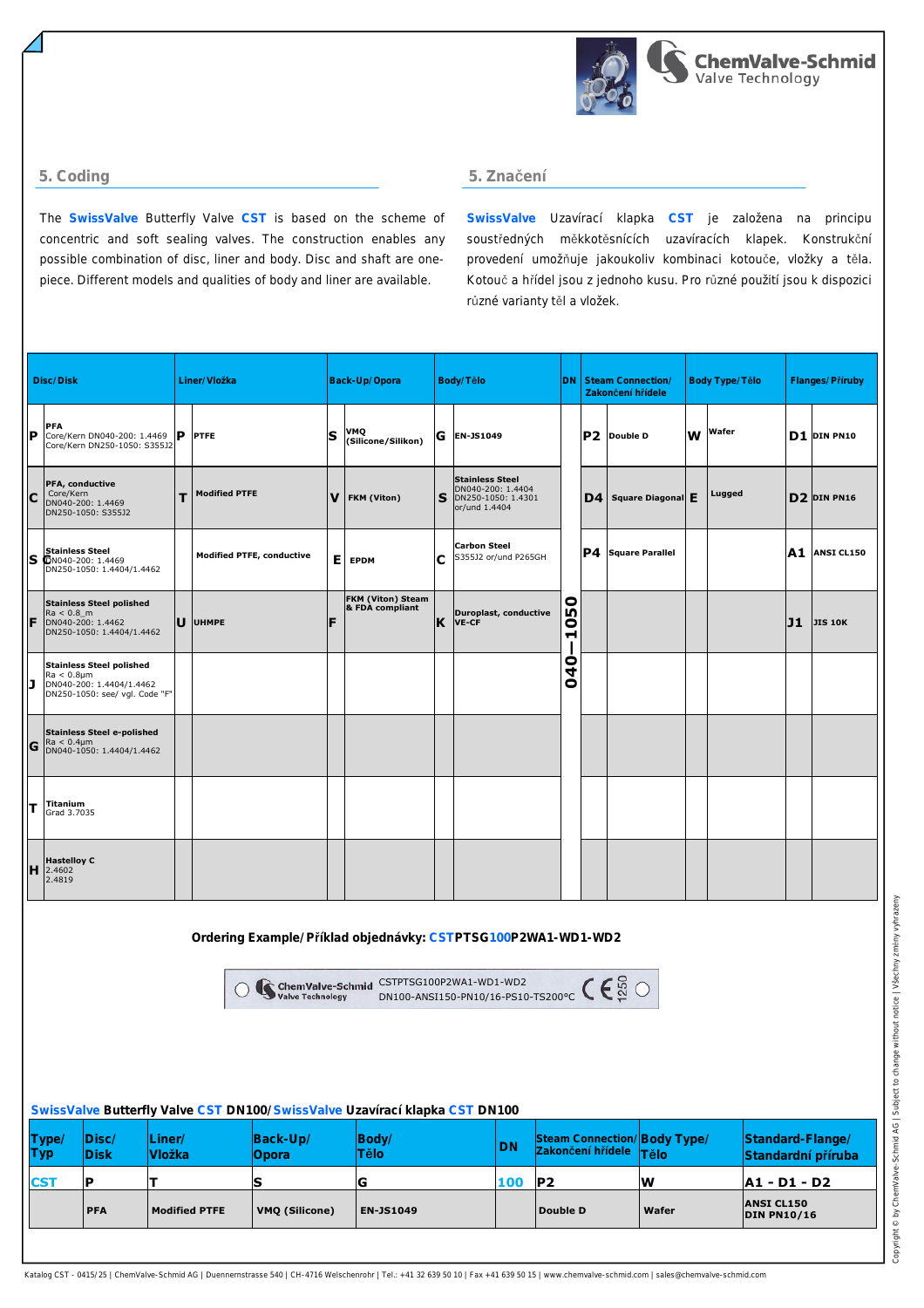## 5. Coding

The **SwissValve** Butterfly Valve **CST** is based on the scheme of concentric and soft sealing valves. The construction enables any possible combination of disc, liner and body. Disc and shaft are one-piece. Different models and qualities of body and liner are available.

## 5. Značení

**SwissValve** Uzavírací klapka **CST** je založena na principu soustředných měkkotěsnících uzavíracích klapek. Konstrukční provedení umožňuje jakoukoliv kombinaci kotouče, vložky a těla. Kotouč a hřídel jsou z jednoho kusu. Pro různé použití jsou k dispozici různé varianty těl a vložek.

| Disc/Disk | | Liner/Vložka | | Back-Up/Opora | | Body/Tělo | | DN | Steam Connection/ Zakončení hřídele | | Body Type/Tělo | | Flanges/Příruby | |
|---|---|---|---|---|---|---|---|---|---|---|---|---|---|---|
| P | **PFA** Core/Kern DN040-200: 1.4469 Core/Kern DN250-1050: S355J2 | P | PTFE | S | VMQ (Silicone/Silikon) | G | EN-JS1049 | 040—1050 | P2 | Double D | W | Wafer | D1 | DIN PN10 |
| C | **PFA, conductive** Core/Kern DN040-200: 1.4469 DN250-1050: S355J2 | T | Modified PTFE | V | FKM (Viton) | S | **Stainless Steel** DN040-200: 1.4404 DN250-1050: 1.4301 or/und 1.4404 | | D4 | Square Diagonal | E | Lugged | D2 | DIN PN16 |
| S | **Stainless Steel** DN040-200: 1.4469 DN250-1050: 1.4404/1.4462 | | Modified PTFE, conductive | E | EPDM | C | **Carbon Steel** S355J2 or/und P265GH | | P4 | Square Parallel | | | A1 | ANSI CL150 |
| F | **Stainless Steel polished** Ra < 0.8_m DN040-200: 1.4462 DN250-1050: 1.4404/1.4462 | U | UHMPE | F | FKM (Viton) Steam & FDA compliant | K | Duroplast, conductive VE-CF | | | | | | J1 | JIS 10K |
| J | **Stainless Steel polished** Ra < 0.8µm DN040-200: 1.4404/1.4462 DN250-1050: see/ vgl. Code "F" | | | | | | | | | | | | | |
| G | **Stainless Steel e-polished** Ra < 0.4µm DN040-1050: 1.4404/1.4462 | | | | | | | | | | | | | |
| T | **Titanium** Grad 3.7035 | | | | | | | | | | | | | |
| H | **Hastelloy C** 2.4602 2.4819 | | | | | | | | | | | | | |

**Ordering Example/Příklad objednávky: CSTPTSG100P2WA1-WD1-WD2**

ChemValve-Schmid Valve Technology CSTPTSG100P2WA1-WD1-WD2 DN100-ANSI150-PN10/16-PS10-TS200°C CE 1250

**SwissValve Butterfly Valve CST DN100/SwissValve Uzavírací klapka CST DN100**

| Type/ Typ | Disc/ Disk | Liner/ Vložka | Back-Up/ Opora | Body/ Tělo | DN | Steam Connection/ Zakončení hřídele | Body Type/ Tělo | Standard-Flange/ Standardní příruba |
|---|---|---|---|---|---|---|---|---|
| CST | P | T | S | G | 100 | P2 | W | A1 - D1 - D2 |
| | PFA | Modified PTFE | VMQ (Silicone) | EN-JS1049 | | Double D | Wafer | ANSI CL150 DIN PN10/16 |